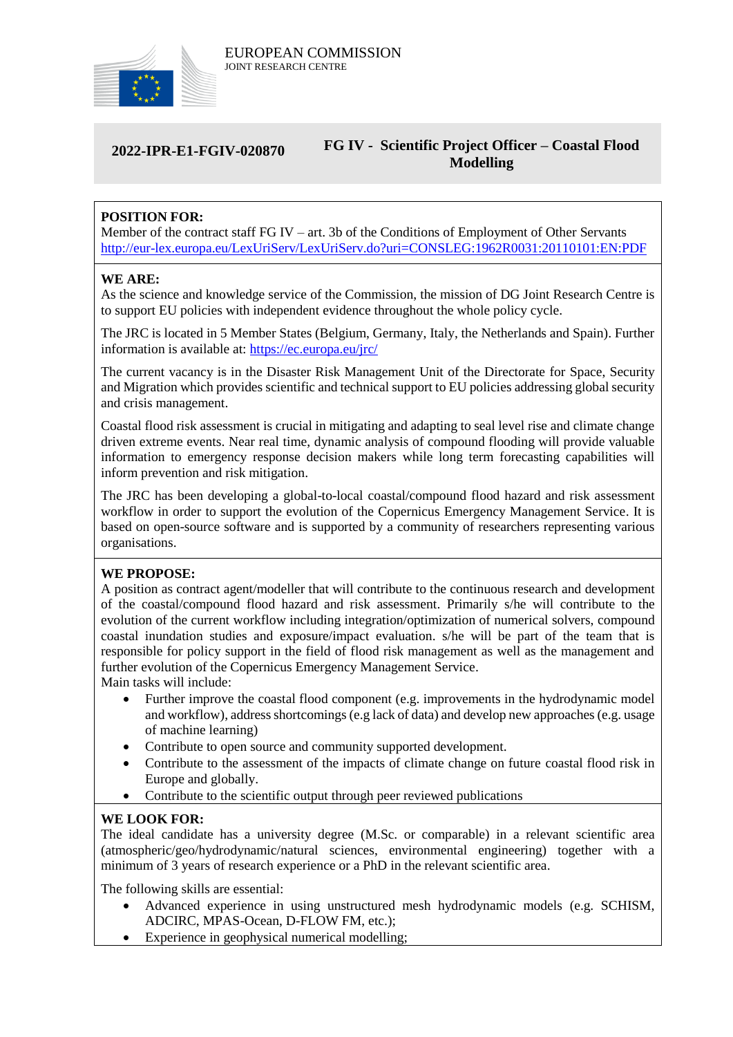EUROPEAN COMMISSION
JOINT RESEARCH CENTRE

**2022-IPR-E1-FGIV-020870**

# FG IV - Scientific Project Officer – Coastal Flood Modelling

**POSITION FOR:**
Member of the contract staff FG IV – art. 3b of the Conditions of Employment of Other Servants
http://eur-lex.europa.eu/LexUriServ/LexUriServ.do?uri=CONSLEG:1962R0031:20110101:EN:PDF

**WE ARE:**
As the science and knowledge service of the Commission, the mission of DG Joint Research Centre is to support EU policies with independent evidence throughout the whole policy cycle.

The JRC is located in 5 Member States (Belgium, Germany, Italy, the Netherlands and Spain). Further information is available at: https://ec.europa.eu/jrc/

The current vacancy is in the Disaster Risk Management Unit of the Directorate for Space, Security and Migration which provides scientific and technical support to EU policies addressing global security and crisis management.

Coastal flood risk assessment is crucial in mitigating and adapting to seal level rise and climate change driven extreme events. Near real time, dynamic analysis of compound flooding will provide valuable information to emergency response decision makers while long term forecasting capabilities will inform prevention and risk mitigation.

The JRC has been developing a global-to-local coastal/compound flood hazard and risk assessment workflow in order to support the evolution of the Copernicus Emergency Management Service. It is based on open-source software and is supported by a community of researchers representing various organisations.

**WE PROPOSE:**
A position as contract agent/modeller that will contribute to the continuous research and development of the coastal/compound flood hazard and risk assessment. Primarily s/he will contribute to the evolution of the current workflow including integration/optimization of numerical solvers, compound coastal inundation studies and exposure/impact evaluation. s/he will be part of the team that is responsible for policy support in the field of flood risk management as well as the management and further evolution of the Copernicus Emergency Management Service.
Main tasks will include:

- Further improve the coastal flood component (e.g. improvements in the hydrodynamic model and workflow), address shortcomings (e.g lack of data) and develop new approaches (e.g. usage of machine learning)
- Contribute to open source and community supported development.
- Contribute to the assessment of the impacts of climate change on future coastal flood risk in Europe and globally.
- Contribute to the scientific output through peer reviewed publications

**WE LOOK FOR:**
The ideal candidate has a university degree (M.Sc. or comparable) in a relevant scientific area (atmospheric/geo/hydrodynamic/natural sciences, environmental engineering) together with a minimum of 3 years of research experience or a PhD in the relevant scientific area.

The following skills are essential:

- Advanced experience in using unstructured mesh hydrodynamic models (e.g. SCHISM, ADCIRC, MPAS-Ocean, D-FLOW FM, etc.);
- Experience in geophysical numerical modelling;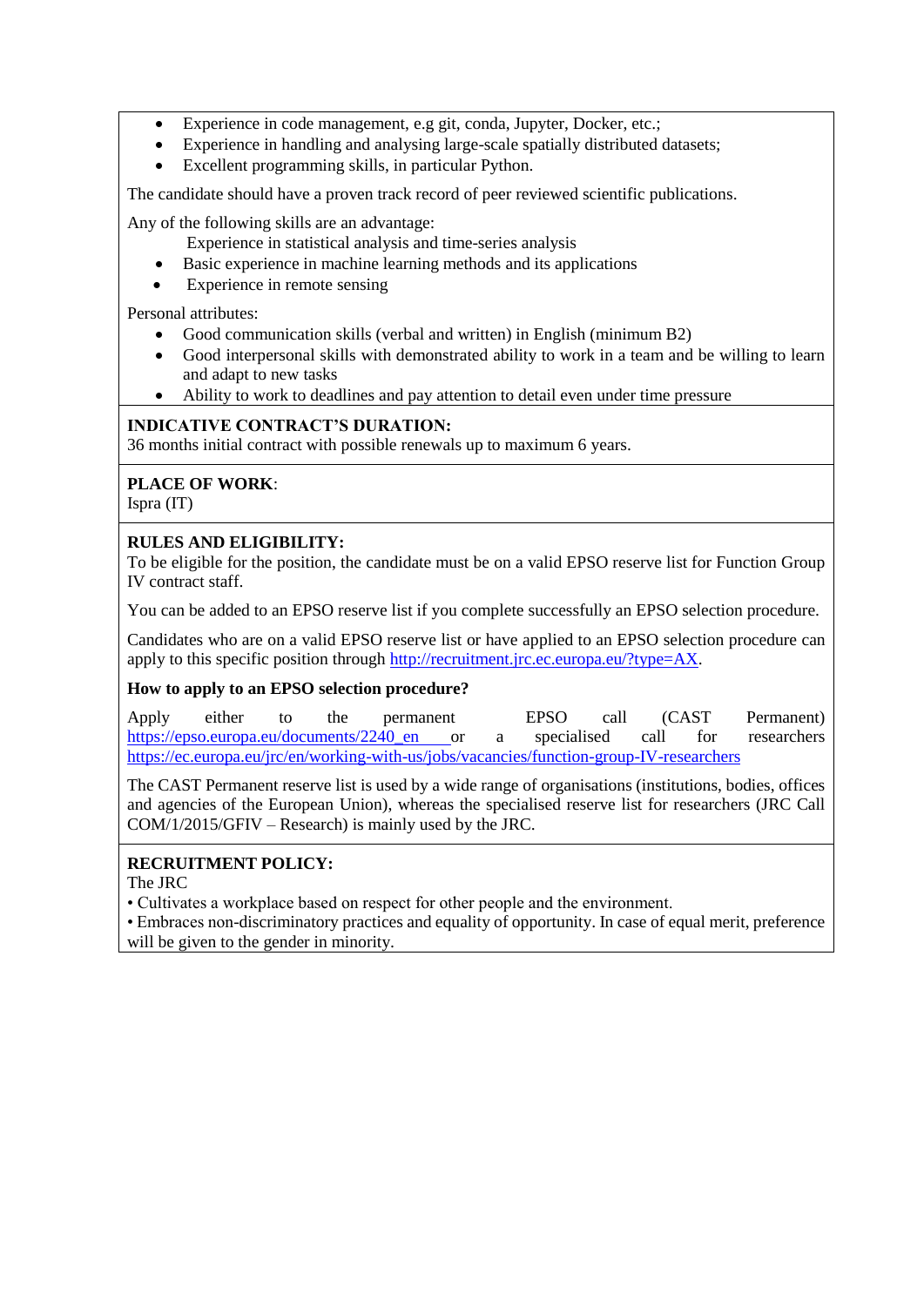- Experience in code management, e.g git, conda, Jupyter, Docker, etc.;
- Experience in handling and analysing large-scale spatially distributed datasets;
- Excellent programming skills, in particular Python.

The candidate should have a proven track record of peer reviewed scientific publications.

Any of the following skills are an advantage:

Experience in statistical analysis and time-series analysis

- Basic experience in machine learning methods and its applications
- Experience in remote sensing

Personal attributes:

- Good communication skills (verbal and written) in English (minimum B2)
- Good interpersonal skills with demonstrated ability to work in a team and be willing to learn and adapt to new tasks
- Ability to work to deadlines and pay attention to detail even under time pressure

**INDICATIVE CONTRACT'S DURATION:**
36 months initial contract with possible renewals up to maximum 6 years.

**PLACE OF WORK**:
Ispra (IT)

**RULES AND ELIGIBILITY:**
To be eligible for the position, the candidate must be on a valid EPSO reserve list for Function Group IV contract staff.

You can be added to an EPSO reserve list if you complete successfully an EPSO selection procedure.

Candidates who are on a valid EPSO reserve list or have applied to an EPSO selection procedure can apply to this specific position through http://recruitment.jrc.ec.europa.eu/?type=AX.

**How to apply to an EPSO selection procedure?**

Apply either to the permanent EPSO call (CAST Permanent) https://epso.europa.eu/documents/2240_en or a specialised call for researchers https://ec.europa.eu/jrc/en/working-with-us/jobs/vacancies/function-group-IV-researchers

The CAST Permanent reserve list is used by a wide range of organisations (institutions, bodies, offices and agencies of the European Union), whereas the specialised reserve list for researchers (JRC Call COM/1/2015/GFIV – Research) is mainly used by the JRC.

**RECRUITMENT POLICY:**
The JRC

• Cultivates a workplace based on respect for other people and the environment.
• Embraces non-discriminatory practices and equality of opportunity. In case of equal merit, preference will be given to the gender in minority.